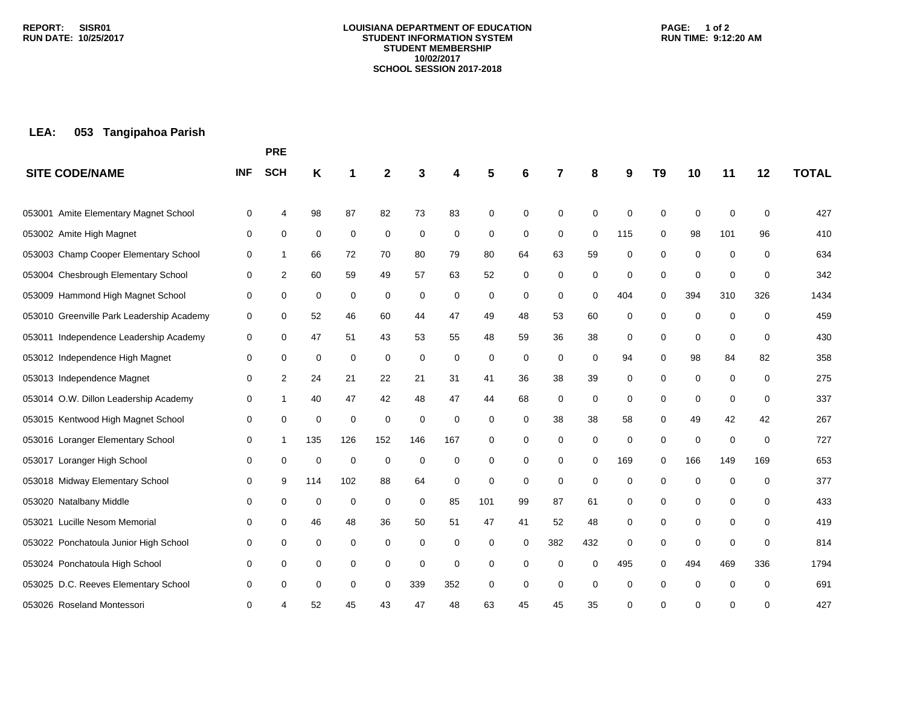**REPORT: SISR01**
**RUN DATE: 10/25/2017**

**LOUISIANA DEPARTMENT OF EDUCATION**
**STUDENT INFORMATION SYSTEM**
**STUDENT MEMBERSHIP**
**10/02/2017**
**SCHOOL SESSION 2017-2018**

**RUN TIME: 9:12:20 AM**

**LEA: 053 Tangipahoa Parish**

| SITE CODE/NAME | INF | PRE SCH | K | 1 | 2 | 3 | 4 | 5 | 6 | 7 | 8 | 9 | T9 | 10 | 11 | 12 | TOTAL |
|---|---|---|---|---|---|---|---|---|---|---|---|---|---|---|---|---|---|
| 053001 Amite Elementary Magnet School | 0 | 4 | 98 | 87 | 82 | 73 | 83 | 0 | 0 | 0 | 0 | 0 | 0 | 0 | 0 | 0 | 427 |
| 053002 Amite High Magnet | 0 | 0 | 0 | 0 | 0 | 0 | 0 | 0 | 0 | 0 | 0 | 115 | 0 | 98 | 101 | 96 | 410 |
| 053003 Champ Cooper Elementary School | 0 | 1 | 66 | 72 | 70 | 80 | 79 | 80 | 64 | 63 | 59 | 0 | 0 | 0 | 0 | 0 | 634 |
| 053004 Chesbrough Elementary School | 0 | 2 | 60 | 59 | 49 | 57 | 63 | 52 | 0 | 0 | 0 | 0 | 0 | 0 | 0 | 0 | 342 |
| 053009 Hammond High Magnet School | 0 | 0 | 0 | 0 | 0 | 0 | 0 | 0 | 0 | 0 | 0 | 404 | 0 | 394 | 310 | 326 | 1434 |
| 053010 Greenville Park Leadership Academy | 0 | 0 | 52 | 46 | 60 | 44 | 47 | 49 | 48 | 53 | 60 | 0 | 0 | 0 | 0 | 0 | 459 |
| 053011 Independence Leadership Academy | 0 | 0 | 47 | 51 | 43 | 53 | 55 | 48 | 59 | 36 | 38 | 0 | 0 | 0 | 0 | 0 | 430 |
| 053012 Independence High Magnet | 0 | 0 | 0 | 0 | 0 | 0 | 0 | 0 | 0 | 0 | 0 | 94 | 0 | 98 | 84 | 82 | 358 |
| 053013 Independence Magnet | 0 | 2 | 24 | 21 | 22 | 21 | 31 | 41 | 36 | 38 | 39 | 0 | 0 | 0 | 0 | 0 | 275 |
| 053014 O.W. Dillon Leadership Academy | 0 | 1 | 40 | 47 | 42 | 48 | 47 | 44 | 68 | 0 | 0 | 0 | 0 | 0 | 0 | 0 | 337 |
| 053015 Kentwood High Magnet School | 0 | 0 | 0 | 0 | 0 | 0 | 0 | 0 | 0 | 38 | 38 | 58 | 0 | 49 | 42 | 42 | 267 |
| 053016 Loranger Elementary School | 0 | 1 | 135 | 126 | 152 | 146 | 167 | 0 | 0 | 0 | 0 | 0 | 0 | 0 | 0 | 0 | 727 |
| 053017 Loranger High School | 0 | 0 | 0 | 0 | 0 | 0 | 0 | 0 | 0 | 0 | 0 | 169 | 0 | 166 | 149 | 169 | 653 |
| 053018 Midway Elementary School | 0 | 9 | 114 | 102 | 88 | 64 | 0 | 0 | 0 | 0 | 0 | 0 | 0 | 0 | 0 | 0 | 377 |
| 053020 Natalbany Middle | 0 | 0 | 0 | 0 | 0 | 0 | 85 | 101 | 99 | 87 | 61 | 0 | 0 | 0 | 0 | 0 | 433 |
| 053021 Lucille Nesom Memorial | 0 | 0 | 46 | 48 | 36 | 50 | 51 | 47 | 41 | 52 | 48 | 0 | 0 | 0 | 0 | 0 | 419 |
| 053022 Ponchatoula Junior High School | 0 | 0 | 0 | 0 | 0 | 0 | 0 | 0 | 0 | 382 | 432 | 0 | 0 | 0 | 0 | 0 | 814 |
| 053024 Ponchatoula High School | 0 | 0 | 0 | 0 | 0 | 0 | 0 | 0 | 0 | 0 | 0 | 495 | 0 | 494 | 469 | 336 | 1794 |
| 053025 D.C. Reeves Elementary School | 0 | 0 | 0 | 0 | 0 | 339 | 352 | 0 | 0 | 0 | 0 | 0 | 0 | 0 | 0 | 0 | 691 |
| 053026 Roseland Montessori | 0 | 4 | 52 | 45 | 43 | 47 | 48 | 63 | 45 | 45 | 35 | 0 | 0 | 0 | 0 | 0 | 427 |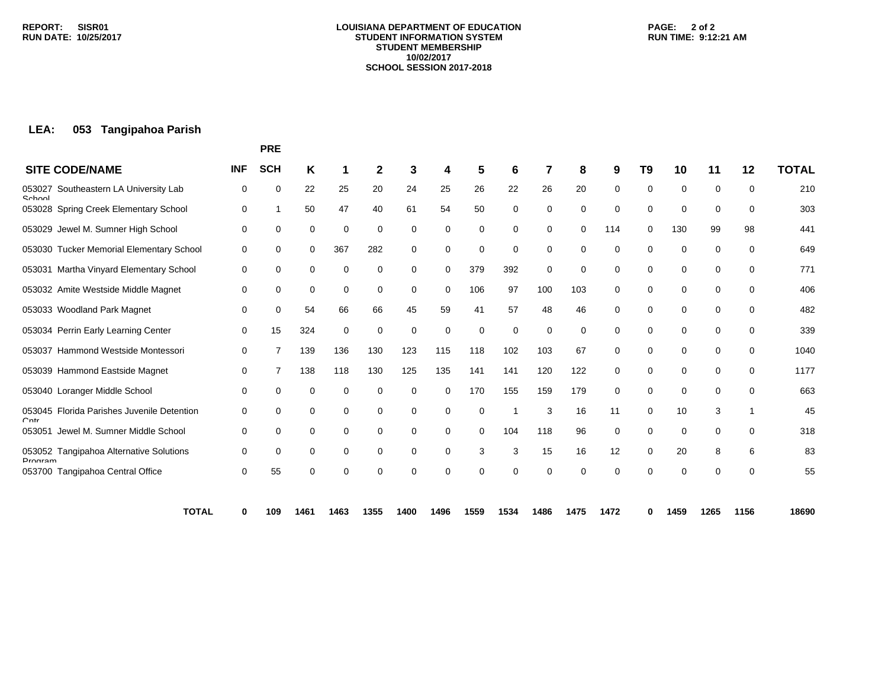LOUISIANA DEPARTMENT OF EDUCATION
STUDENT INFORMATION SYSTEM
STUDENT MEMBERSHIP
10/02/2017
SCHOOL SESSION 2017-2018

REPORT: SISR01
RUN DATE: 10/25/2017

PAGE: 2 of 2
RUN TIME: 9:12:21 AM

**LEA: 053 Tangipahoa Parish**

| SITE CODE/NAME | INF | PRE SCH | K | 1 | 2 | 3 | 4 | 5 | 6 | 7 | 8 | 9 | T9 | 10 | 11 | 12 | TOTAL |
|---|---|---|---|---|---|---|---|---|---|---|---|---|---|---|---|---|---|
| 053027 Southeastern LA University Lab School | 0 | 0 | 22 | 25 | 20 | 24 | 25 | 26 | 22 | 26 | 20 | 0 | 0 | 0 | 0 | 0 | 210 |
| 053028 Spring Creek Elementary School | 0 | 1 | 50 | 47 | 40 | 61 | 54 | 50 | 0 | 0 | 0 | 0 | 0 | 0 | 0 | 0 | 303 |
| 053029 Jewel M. Sumner High School | 0 | 0 | 0 | 0 | 0 | 0 | 0 | 0 | 0 | 0 | 0 | 114 | 0 | 130 | 99 | 98 | 441 |
| 053030 Tucker Memorial Elementary School | 0 | 0 | 0 | 367 | 282 | 0 | 0 | 0 | 0 | 0 | 0 | 0 | 0 | 0 | 0 | 0 | 649 |
| 053031 Martha Vinyard Elementary School | 0 | 0 | 0 | 0 | 0 | 0 | 0 | 379 | 392 | 0 | 0 | 0 | 0 | 0 | 0 | 0 | 771 |
| 053032 Amite Westside Middle Magnet | 0 | 0 | 0 | 0 | 0 | 0 | 0 | 106 | 97 | 100 | 103 | 0 | 0 | 0 | 0 | 0 | 406 |
| 053033 Woodland Park Magnet | 0 | 0 | 54 | 66 | 66 | 45 | 59 | 41 | 57 | 48 | 46 | 0 | 0 | 0 | 0 | 0 | 482 |
| 053034 Perrin Early Learning Center | 0 | 15 | 324 | 0 | 0 | 0 | 0 | 0 | 0 | 0 | 0 | 0 | 0 | 0 | 0 | 0 | 339 |
| 053037 Hammond Westside Montessori | 0 | 7 | 139 | 136 | 130 | 123 | 115 | 118 | 102 | 103 | 67 | 0 | 0 | 0 | 0 | 0 | 1040 |
| 053039 Hammond Eastside Magnet | 0 | 7 | 138 | 118 | 130 | 125 | 135 | 141 | 141 | 120 | 122 | 0 | 0 | 0 | 0 | 0 | 1177 |
| 053040 Loranger Middle School | 0 | 0 | 0 | 0 | 0 | 0 | 0 | 170 | 155 | 159 | 179 | 0 | 0 | 0 | 0 | 0 | 663 |
| 053045 Florida Parishes Juvenile Detention Cntr | 0 | 0 | 0 | 0 | 0 | 0 | 0 | 0 | 1 | 3 | 16 | 11 | 0 | 10 | 3 | 1 | 45 |
| 053051 Jewel M. Sumner Middle School | 0 | 0 | 0 | 0 | 0 | 0 | 0 | 0 | 104 | 118 | 96 | 0 | 0 | 0 | 0 | 0 | 318 |
| 053052 Tangipahoa Alternative Solutions Program | 0 | 0 | 0 | 0 | 0 | 0 | 0 | 3 | 3 | 15 | 16 | 12 | 0 | 20 | 8 | 6 | 83 |
| 053700 Tangipahoa Central Office | 0 | 55 | 0 | 0 | 0 | 0 | 0 | 0 | 0 | 0 | 0 | 0 | 0 | 0 | 0 | 0 | 55 |
| **TOTAL** | **0** | **109** | **1461** | **1463** | **1355** | **1400** | **1496** | **1559** | **1534** | **1486** | **1475** | **1472** | **0** | **1459** | **1265** | **1156** | **18690** |